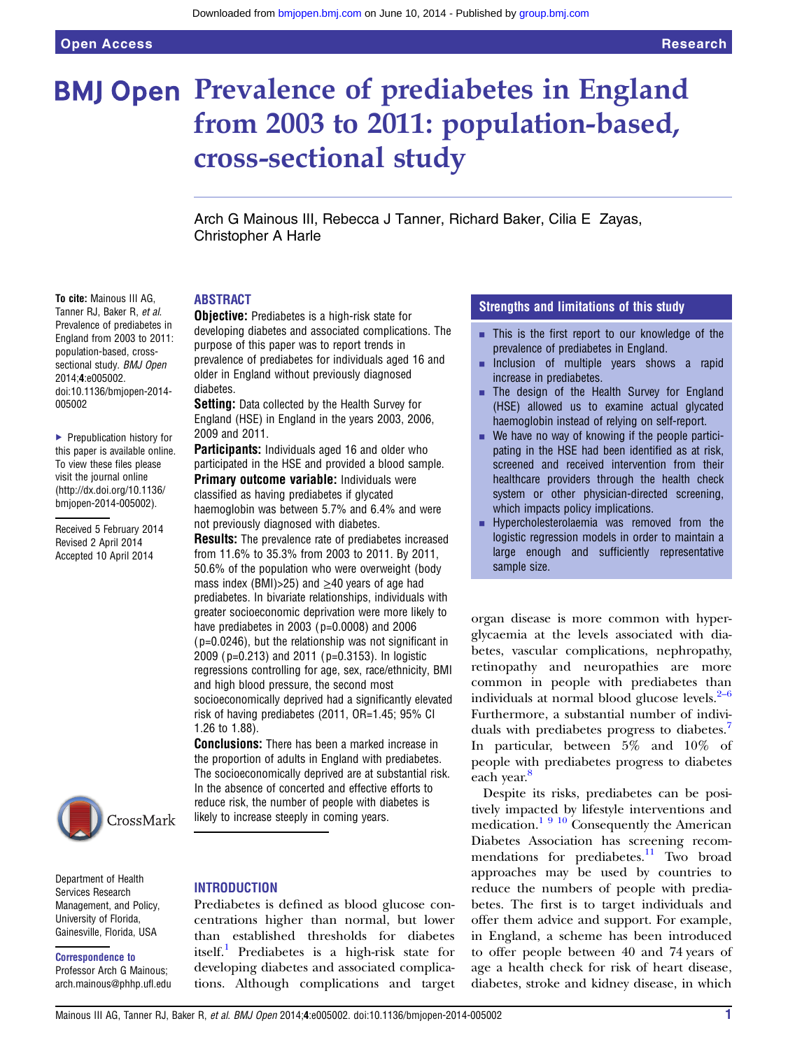# Prevalence of prediabetes in England from 2003 to 2011: population-based, cross-sectional study

Arch G Mainous III, Rebecca J Tanner, Richard Baker, Cilia E Zayas, Christopher A Harle

**To cite:** Mainous III AG, Tanner RJ, Baker R, *et al*. Prevalence of prediabetes in England from 2003 to 2011: population-based, cross-sectional study. *BMJ Open* 2014;**4**:e005002. doi:10.1136/bmjopen-2014-005002

▶ Prepublication history for this paper is available online. To view these files please visit the journal online (http://dx.doi.org/10.1136/bmjopen-2014-005002).

Received 5 February 2014
Revised 2 April 2014
Accepted 10 April 2014

Department of Health Services Research Management, and Policy, University of Florida, Gainesville, Florida, USA

**Correspondence to**
Professor Arch G Mainous; arch.mainous@phhp.ufl.edu

## ABSTRACT

**Objective:** Prediabetes is a high-risk state for developing diabetes and associated complications. The purpose of this paper was to report trends in prevalence of prediabetes for individuals aged 16 and older in England without previously diagnosed diabetes.

**Setting:** Data collected by the Health Survey for England (HSE) in England in the years 2003, 2006, 2009 and 2011.

**Participants:** Individuals aged 16 and older who participated in the HSE and provided a blood sample.

**Primary outcome variable:** Individuals were classified as having prediabetes if glycated haemoglobin was between 5.7% and 6.4% and were not previously diagnosed with diabetes.

**Results:** The prevalence rate of prediabetes increased from 11.6% to 35.3% from 2003 to 2011. By 2011, 50.6% of the population who were overweight (body mass index (BMI)>25) and ≥40 years of age had prediabetes. In bivariate relationships, individuals with greater socioeconomic deprivation were more likely to have prediabetes in 2003 (p=0.0008) and 2006 (p=0.0246), but the relationship was not significant in 2009 (p=0.213) and 2011 (p=0.3153). In logistic regressions controlling for age, sex, race/ethnicity, BMI and high blood pressure, the second most socioeconomically deprived had a significantly elevated risk of having prediabetes (2011, OR=1.45; 95% CI 1.26 to 1.88).

**Conclusions:** There has been a marked increase in the proportion of adults in England with prediabetes. The socioeconomically deprived are at substantial risk. In the absence of concerted and effective efforts to reduce risk, the number of people with diabetes is likely to increase steeply in coming years.

## Strengths and limitations of this study

- This is the first report to our knowledge of the prevalence of prediabetes in England.
- Inclusion of multiple years shows a rapid increase in prediabetes.
- The design of the Health Survey for England (HSE) allowed us to examine actual glycated haemoglobin instead of relying on self-report.
- We have no way of knowing if the people participating in the HSE had been identified as at risk, screened and received intervention from their healthcare providers through the health check system or other physician-directed screening, which impacts policy implications.
- Hypercholesterolaemia was removed from the logistic regression models in order to maintain a large enough and sufficiently representative sample size.

## INTRODUCTION

Prediabetes is defined as blood glucose concentrations higher than normal, but lower than established thresholds for diabetes itself.[1] Prediabetes is a high-risk state for developing diabetes and associated complications. Although complications and target organ disease is more common with hyperglycaemia at the levels associated with diabetes, vascular complications, nephropathy, retinopathy and neuropathies are more common in people with prediabetes than individuals at normal blood glucose levels.[2–6] Furthermore, a substantial number of individuals with prediabetes progress to diabetes.[7] In particular, between 5% and 10% of people with prediabetes progress to diabetes each year.[8]

Despite its risks, prediabetes can be positively impacted by lifestyle interventions and medication.[1 9 10] Consequently the American Diabetes Association has screening recommendations for prediabetes.[11] Two broad approaches may be used by countries to reduce the numbers of people with prediabetes. The first is to target individuals and offer them advice and support. For example, in England, a scheme has been introduced to offer people between 40 and 74 years of age a health check for risk of heart disease, diabetes, stroke and kidney disease, in which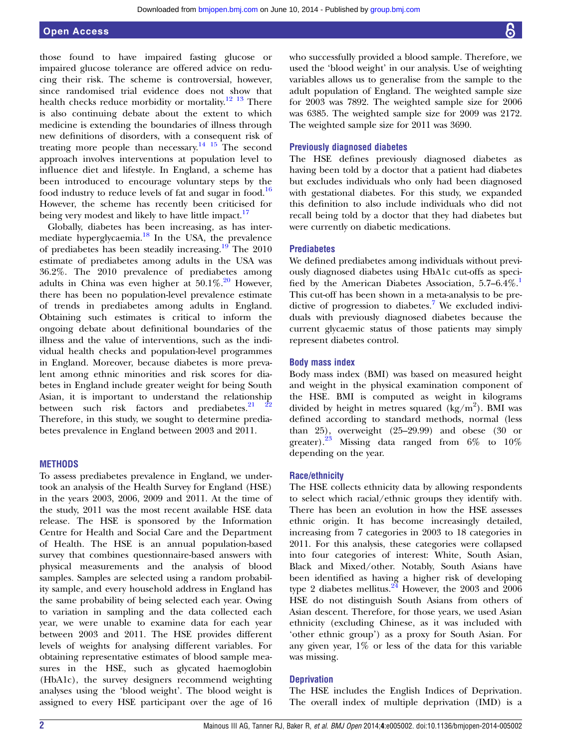those found to have impaired fasting glucose or impaired glucose tolerance are offered advice on reducing their risk. The scheme is controversial, however, since randomised trial evidence does not show that health checks reduce morbidity or mortality.[12 13] There is also continuing debate about the extent to which medicine is extending the boundaries of illness through new definitions of disorders, with a consequent risk of treating more people than necessary.[14 15] The second approach involves interventions at population level to influence diet and lifestyle. In England, a scheme has been introduced to encourage voluntary steps by the food industry to reduce levels of fat and sugar in food.[16] However, the scheme has recently been criticised for being very modest and likely to have little impact.[17]

Globally, diabetes has been increasing, as has intermediate hyperglycaemia.[18] In the USA, the prevalence of prediabetes has been steadily increasing.[19] The 2010 estimate of prediabetes among adults in the USA was 36.2%. The 2010 prevalence of prediabetes among adults in China was even higher at 50.1%.[20] However, there has been no population-level prevalence estimate of trends in prediabetes among adults in England. Obtaining such estimates is critical to inform the ongoing debate about definitional boundaries of the illness and the value of interventions, such as the individual health checks and population-level programmes in England. Moreover, because diabetes is more prevalent among ethnic minorities and risk scores for diabetes in England include greater weight for being South Asian, it is important to understand the relationship between such risk factors and prediabetes.[21 22] Therefore, in this study, we sought to determine prediabetes prevalence in England between 2003 and 2011.

## METHODS

To assess prediabetes prevalence in England, we undertook an analysis of the Health Survey for England (HSE) in the years 2003, 2006, 2009 and 2011. At the time of the study, 2011 was the most recent available HSE data release. The HSE is sponsored by the Information Centre for Health and Social Care and the Department of Health. The HSE is an annual population-based survey that combines questionnaire-based answers with physical measurements and the analysis of blood samples. Samples are selected using a random probability sample, and every household address in England has the same probability of being selected each year. Owing to variation in sampling and the data collected each year, we were unable to examine data for each year between 2003 and 2011. The HSE provides different levels of weights for analysing different variables. For obtaining representative estimates of blood sample measures in the HSE, such as glycated haemoglobin (HbA1c), the survey designers recommend weighting analyses using the 'blood weight'. The blood weight is assigned to every HSE participant over the age of 16 who successfully provided a blood sample. Therefore, we used the 'blood weight' in our analysis. Use of weighting variables allows us to generalise from the sample to the adult population of England. The weighted sample size for 2003 was 7892. The weighted sample size for 2006 was 6385. The weighted sample size for 2009 was 2172. The weighted sample size for 2011 was 3690.

### Previously diagnosed diabetes

The HSE defines previously diagnosed diabetes as having been told by a doctor that a patient had diabetes but excludes individuals who only had been diagnosed with gestational diabetes. For this study, we expanded this definition to also include individuals who did not recall being told by a doctor that they had diabetes but were currently on diabetic medications.

### Prediabetes

We defined prediabetes among individuals without previously diagnosed diabetes using HbA1c cut-offs as specified by the American Diabetes Association, 5.7–6.4%.[1] This cut-off has been shown in a meta-analysis to be predictive of progression to diabetes.[7] We excluded individuals with previously diagnosed diabetes because the current glycaemic status of those patients may simply represent diabetes control.

### Body mass index

Body mass index (BMI) was based on measured height and weight in the physical examination component of the HSE. BMI is computed as weight in kilograms divided by height in metres squared ($kg/m^2$). BMI was defined according to standard methods, normal (less than 25), overweight (25–29.99) and obese (30 or greater).[23] Missing data ranged from 6% to 10% depending on the year.

### Race/ethnicity

The HSE collects ethnicity data by allowing respondents to select which racial/ethnic groups they identify with. There has been an evolution in how the HSE assesses ethnic origin. It has become increasingly detailed, increasing from 7 categories in 2003 to 18 categories in 2011. For this analysis, these categories were collapsed into four categories of interest: White, South Asian, Black and Mixed/other. Notably, South Asians have been identified as having a higher risk of developing type 2 diabetes mellitus.[24] However, the 2003 and 2006 HSE do not distinguish South Asians from others of Asian descent. Therefore, for those years, we used Asian ethnicity (excluding Chinese, as it was included with 'other ethnic group') as a proxy for South Asian. For any given year, 1% or less of the data for this variable was missing.

### Deprivation

The HSE includes the English Indices of Deprivation. The overall index of multiple deprivation (IMD) is a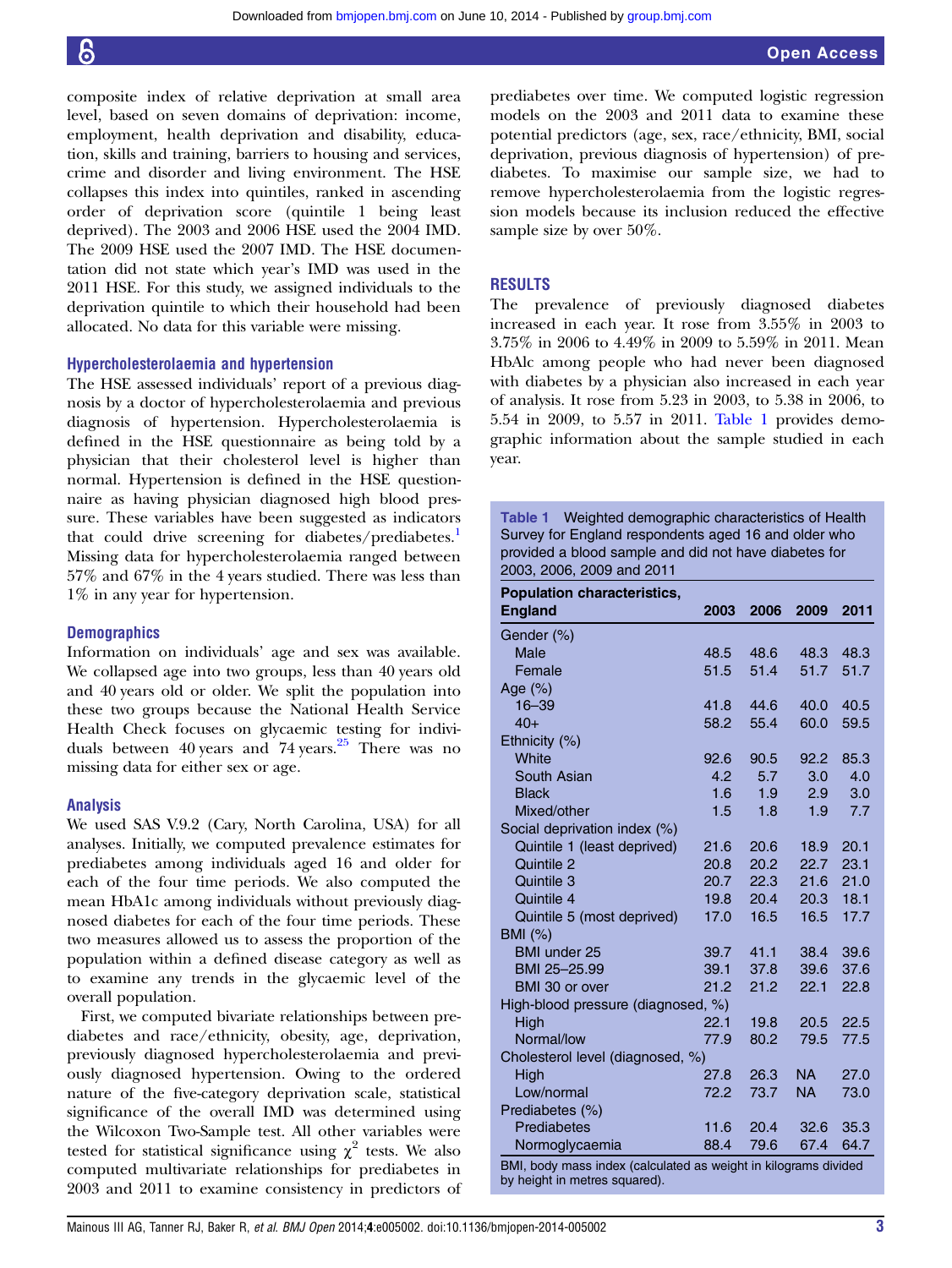composite index of relative deprivation at small area level, based on seven domains of deprivation: income, employment, health deprivation and disability, education, skills and training, barriers to housing and services, crime and disorder and living environment. The HSE collapses this index into quintiles, ranked in ascending order of deprivation score (quintile 1 being least deprived). The 2003 and 2006 HSE used the 2004 IMD. The 2009 HSE used the 2007 IMD. The HSE documentation did not state which year's IMD was used in the 2011 HSE. For this study, we assigned individuals to the deprivation quintile to which their household had been allocated. No data for this variable were missing.

### Hypercholesterolaemia and hypertension

The HSE assessed individuals' report of a previous diagnosis by a doctor of hypercholesterolaemia and previous diagnosis of hypertension. Hypercholesterolaemia is defined in the HSE questionnaire as being told by a physician that their cholesterol level is higher than normal. Hypertension is defined in the HSE questionnaire as having physician diagnosed high blood pressure. These variables have been suggested as indicators that could drive screening for diabetes/prediabetes.[1] Missing data for hypercholesterolaemia ranged between 57% and 67% in the 4 years studied. There was less than 1% in any year for hypertension.

### Demographics

Information on individuals' age and sex was available. We collapsed age into two groups, less than 40 years old and 40 years old or older. We split the population into these two groups because the National Health Service Health Check focuses on glycaemic testing for individuals between 40 years and 74 years.[25] There was no missing data for either sex or age.

### Analysis

We used SAS V.9.2 (Cary, North Carolina, USA) for all analyses. Initially, we computed prevalence estimates for prediabetes among individuals aged 16 and older for each of the four time periods. We also computed the mean HbA1c among individuals without previously diagnosed diabetes for each of the four time periods. These two measures allowed us to assess the proportion of the population within a defined disease category as well as to examine any trends in the glycaemic level of the overall population.

First, we computed bivariate relationships between prediabetes and race/ethnicity, obesity, age, deprivation, previously diagnosed hypercholesterolaemia and previously diagnosed hypertension. Owing to the ordered nature of the five-category deprivation scale, statistical significance of the overall IMD was determined using the Wilcoxon Two-Sample test. All other variables were tested for statistical significance using $\chi^2$ tests. We also computed multivariate relationships for prediabetes in 2003 and 2011 to examine consistency in predictors of prediabetes over time. We computed logistic regression models on the 2003 and 2011 data to examine these potential predictors (age, sex, race/ethnicity, BMI, social deprivation, previous diagnosis of hypertension) of prediabetes. To maximise our sample size, we had to remove hypercholesterolaemia from the logistic regression models because its inclusion reduced the effective sample size by over 50%.

## RESULTS

The prevalence of previously diagnosed diabetes increased in each year. It rose from 3.55% in 2003 to 3.75% in 2006 to 4.49% in 2009 to 5.59% in 2011. Mean HbAlc among people who had never been diagnosed with diabetes by a physician also increased in each year of analysis. It rose from 5.23 in 2003, to 5.38 in 2006, to 5.54 in 2009, to 5.57 in 2011. Table 1 provides demographic information about the sample studied in each year.

**Table 1** Weighted demographic characteristics of Health Survey for England respondents aged 16 and older who provided a blood sample and did not have diabetes for 2003, 2006, 2009 and 2011

| Population characteristics, England | 2003 | 2006 | 2009 | 2011 |
|---|---|---|---|---|
| Gender (%) | | | | |
| Male | 48.5 | 48.6 | 48.3 | 48.3 |
| Female | 51.5 | 51.4 | 51.7 | 51.7 |
| Age (%) | | | | |
| 16–39 | 41.8 | 44.6 | 40.0 | 40.5 |
| 40+ | 58.2 | 55.4 | 60.0 | 59.5 |
| Ethnicity (%) | | | | |
| White | 92.6 | 90.5 | 92.2 | 85.3 |
| South Asian | 4.2 | 5.7 | 3.0 | 4.0 |
| Black | 1.6 | 1.9 | 2.9 | 3.0 |
| Mixed/other | 1.5 | 1.8 | 1.9 | 7.7 |
| Social deprivation index (%) | | | | |
| Quintile 1 (least deprived) | 21.6 | 20.6 | 18.9 | 20.1 |
| Quintile 2 | 20.8 | 20.2 | 22.7 | 23.1 |
| Quintile 3 | 20.7 | 22.3 | 21.6 | 21.0 |
| Quintile 4 | 19.8 | 20.4 | 20.3 | 18.1 |
| Quintile 5 (most deprived) | 17.0 | 16.5 | 16.5 | 17.7 |
| BMI (%) | | | | |
| BMI under 25 | 39.7 | 41.1 | 38.4 | 39.6 |
| BMI 25–25.99 | 39.1 | 37.8 | 39.6 | 37.6 |
| BMI 30 or over | 21.2 | 21.2 | 22.1 | 22.8 |
| High-blood pressure (diagnosed, %) | | | | |
| High | 22.1 | 19.8 | 20.5 | 22.5 |
| Normal/low | 77.9 | 80.2 | 79.5 | 77.5 |
| Cholesterol level (diagnosed, %) | | | | |
| High | 27.8 | 26.3 | NA | 27.0 |
| Low/normal | 72.2 | 73.7 | NA | 73.0 |
| Prediabetes (%) | | | | |
| Prediabetes | 11.6 | 20.4 | 32.6 | 35.3 |
| Normoglycaemia | 88.4 | 79.6 | 67.4 | 64.7 |

BMI, body mass index (calculated as weight in kilograms divided by height in metres squared).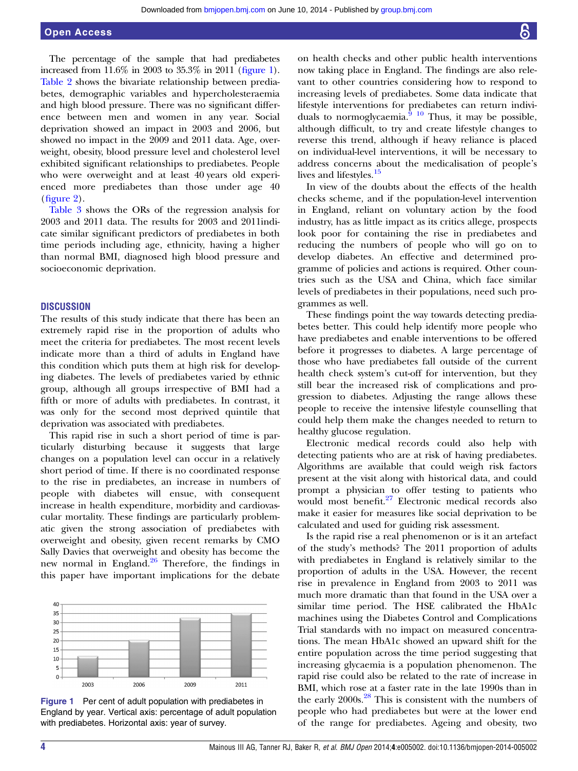The percentage of the sample that had prediabetes increased from 11.6% in 2003 to 35.3% in 2011 (figure 1). Table 2 shows the bivariate relationship between prediabetes, demographic variables and hypercholesteraemia and high blood pressure. There was no significant difference between men and women in any year. Social deprivation showed an impact in 2003 and 2006, but showed no impact in the 2009 and 2011 data. Age, overweight, obesity, blood pressure level and cholesterol level exhibited significant relationships to prediabetes. People who were overweight and at least 40 years old experienced more prediabetes than those under age 40 (figure 2).

Table 3 shows the ORs of the regression analysis for 2003 and 2011 data. The results for 2003 and 2011indicate similar significant predictors of prediabetes in both time periods including age, ethnicity, having a higher than normal BMI, diagnosed high blood pressure and socioeconomic deprivation.

## DISCUSSION

The results of this study indicate that there has been an extremely rapid rise in the proportion of adults who meet the criteria for prediabetes. The most recent levels indicate more than a third of adults in England have this condition which puts them at high risk for developing diabetes. The levels of prediabetes varied by ethnic group, although all groups irrespective of BMI had a fifth or more of adults with prediabetes. In contrast, it was only for the second most deprived quintile that deprivation was associated with prediabetes.

This rapid rise in such a short period of time is particularly disturbing because it suggests that large changes on a population level can occur in a relatively short period of time. If there is no coordinated response to the rise in prediabetes, an increase in numbers of people with diabetes will ensue, with consequent increase in health expenditure, morbidity and cardiovascular mortality. These findings are particularly problematic given the strong association of prediabetes with overweight and obesity, given recent remarks by CMO Sally Davies that overweight and obesity has become the new normal in England.[26] Therefore, the findings in this paper have important implications for the debate on health checks and other public health interventions now taking place in England. The findings are also relevant to other countries considering how to respond to increasing levels of prediabetes. Some data indicate that lifestyle interventions for prediabetes can return individuals to normoglycaemia.[9 10] Thus, it may be possible, although difficult, to try and create lifestyle changes to reverse this trend, although if heavy reliance is placed on individual-level interventions, it will be necessary to address concerns about the medicalisation of people's lives and lifestyles.[15]

40
35
30
25
20
15
10
5
0
2003
2006
2009
2011

Figure 1 Per cent of adult population with prediabetes in England by year. Vertical axis: percentage of adult population with prediabetes. Horizontal axis: year of survey.

In view of the doubts about the effects of the health checks scheme, and if the population-level intervention in England, reliant on voluntary action by the food industry, has as little impact as its critics allege, prospects look poor for containing the rise in prediabetes and reducing the numbers of people who will go on to develop diabetes. An effective and determined programme of policies and actions is required. Other countries such as the USA and China, which face similar levels of prediabetes in their populations, need such programmes as well.

These findings point the way towards detecting prediabetes better. This could help identify more people who have prediabetes and enable interventions to be offered before it progresses to diabetes. A large percentage of those who have prediabetes fall outside of the current health check system's cut-off for intervention, but they still bear the increased risk of complications and progression to diabetes. Adjusting the range allows these people to receive the intensive lifestyle counselling that could help them make the changes needed to return to healthy glucose regulation.

Electronic medical records could also help with detecting patients who are at risk of having prediabetes. Algorithms are available that could weigh risk factors present at the visit along with historical data, and could prompt a physician to offer testing to patients who would most benefit.[27] Electronic medical records also make it easier for measures like social deprivation to be calculated and used for guiding risk assessment.

Is the rapid rise a real phenomenon or is it an artefact of the study's methods? The 2011 proportion of adults with prediabetes in England is relatively similar to the proportion of adults in the USA. However, the recent rise in prevalence in England from 2003 to 2011 was much more dramatic than that found in the USA over a similar time period. The HSE calibrated the HbA1c machines using the Diabetes Control and Complications Trial standards with no impact on measured concentrations. The mean HbA1c showed an upward shift for the entire population across the time period suggesting that increasing glycaemia is a population phenomenon. The rapid rise could also be related to the rate of increase in BMI, which rose at a faster rate in the late 1990s than in the early 2000s.[28] This is consistent with the numbers of people who had prediabetes but were at the lower end of the range for prediabetes. Ageing and obesity, two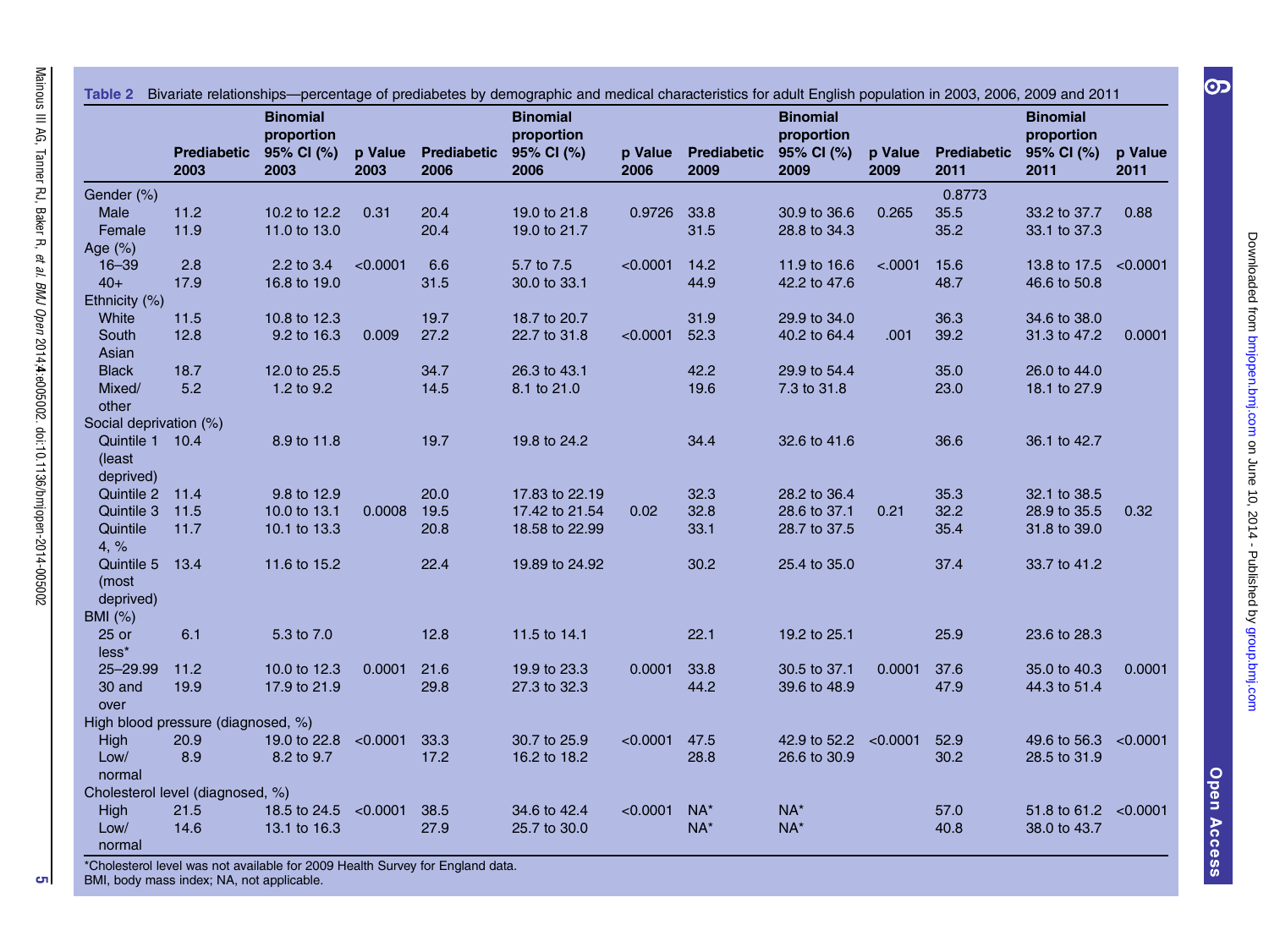**Table 2** Bivariate relationships—percentage of prediabetes by demographic and medical characteristics for adult English population in 2003, 2006, 2009 and 2011

| | Prediabetic 2003 | Binomial proportion 95% CI (%) 2003 | p Value 2003 | Prediabetic 2006 | Binomial proportion 95% CI (%) 2006 | p Value 2006 | Prediabetic 2009 | Binomial proportion 95% CI (%) 2009 | p Value 2009 | Prediabetic 2011 | Binomial proportion 95% CI (%) 2011 | p Value 2011 |
|---|---|---|---|---|---|---|---|---|---|---|---|---|
| Gender (%) | | | | | | | | | | 0.8773 | | |
| Male | 11.2 | 10.2 to 12.2 | 0.31 | 20.4 | 19.0 to 21.8 | 0.9726 | 33.8 | 30.9 to 36.6 | 0.265 | 35.5 | 33.2 to 37.7 | 0.88 |
| Female | 11.9 | 11.0 to 13.0 | | 20.4 | 19.0 to 21.7 | | 31.5 | 28.8 to 34.3 | | 35.2 | 33.1 to 37.3 | |
| Age (%) | | | | | | | | | | | | |
| 16–39 | 2.8 | 2.2 to 3.4 | <0.0001 | 6.6 | 5.7 to 7.5 | <0.0001 | 14.2 | 11.9 to 16.6 | <.0001 | 15.6 | 13.8 to 17.5 | <0.0001 |
| 40+ | 17.9 | 16.8 to 19.0 | | 31.5 | 30.0 to 33.1 | | 44.9 | 42.2 to 47.6 | | 48.7 | 46.6 to 50.8 | |
| Ethnicity (%) | | | | | | | | | | | | |
| White | 11.5 | 10.8 to 12.3 | | 19.7 | 18.7 to 20.7 | | 31.9 | 29.9 to 34.0 | | 36.3 | 34.6 to 38.0 | |
| South Asian | 12.8 | 9.2 to 16.3 | 0.009 | 27.2 | 22.7 to 31.8 | <0.0001 | 52.3 | 40.2 to 64.4 | .001 | 39.2 | 31.3 to 47.2 | 0.0001 |
| Black | 18.7 | 12.0 to 25.5 | | 34.7 | 26.3 to 43.1 | | 42.2 | 29.9 to 54.4 | | 35.0 | 26.0 to 44.0 | |
| Mixed/other | 5.2 | 1.2 to 9.2 | | 14.5 | 8.1 to 21.0 | | 19.6 | 7.3 to 31.8 | | 23.0 | 18.1 to 27.9 | |
| Social deprivation (%) | | | | | | | | | | | | |
| Quintile 1 (least deprived) | 10.4 | 8.9 to 11.8 | | 19.7 | 19.8 to 24.2 | | 34.4 | 32.6 to 41.6 | | 36.6 | 36.1 to 42.7 | |
| Quintile 2 | 11.4 | 9.8 to 12.9 | | 20.0 | 17.83 to 22.19 | | 32.3 | 28.2 to 36.4 | | 35.3 | 32.1 to 38.5 | |
| Quintile 3 | 11.5 | 10.0 to 13.1 | 0.0008 | 19.5 | 17.42 to 21.54 | 0.02 | 32.8 | 28.6 to 37.1 | 0.21 | 32.2 | 28.9 to 35.5 | 0.32 |
| Quintile 4, % | 11.7 | 10.1 to 13.3 | | 20.8 | 18.58 to 22.99 | | 33.1 | 28.7 to 37.5 | | 35.4 | 31.8 to 39.0 | |
| Quintile 5 (most deprived) | 13.4 | 11.6 to 15.2 | | 22.4 | 19.89 to 24.92 | | 30.2 | 25.4 to 35.0 | | 37.4 | 33.7 to 41.2 | |
| BMI (%) | | | | | | | | | | | | |
| 25 or less* | 6.1 | 5.3 to 7.0 | | 12.8 | 11.5 to 14.1 | | 22.1 | 19.2 to 25.1 | | 25.9 | 23.6 to 28.3 | |
| 25–29.99 | 11.2 | 10.0 to 12.3 | 0.0001 | 21.6 | 19.9 to 23.3 | 0.0001 | 33.8 | 30.5 to 37.1 | 0.0001 | 37.6 | 35.0 to 40.3 | 0.0001 |
| 30 and over | 19.9 | 17.9 to 21.9 | | 29.8 | 27.3 to 32.3 | | 44.2 | 39.6 to 48.9 | | 47.9 | 44.3 to 51.4 | |
| High blood pressure (diagnosed, %) | | | | | | | | | | | | |
| High | 20.9 | 19.0 to 22.8 | <0.0001 | 33.3 | 30.7 to 25.9 | <0.0001 | 47.5 | 42.9 to 52.2 | <0.0001 | 52.9 | 49.6 to 56.3 | <0.0001 |
| Low/normal | 8.9 | 8.2 to 9.7 | | 17.2 | 16.2 to 18.2 | | 28.8 | 26.6 to 30.9 | | 30.2 | 28.5 to 31.9 | |
| Cholesterol level (diagnosed, %) | | | | | | | | | | | | |
| High | 21.5 | 18.5 to 24.5 | <0.0001 | 38.5 | 34.6 to 42.4 | <0.0001 | NA* | NA* | | 57.0 | 51.8 to 61.2 | <0.0001 |
| Low/normal | 14.6 | 13.1 to 16.3 | | 27.9 | 25.7 to 30.0 | | NA* | NA* | | 40.8 | 38.0 to 43.7 | |

*Cholesterol level was not available for 2009 Health Survey for England data.
BMI, body mass index; NA, not applicable.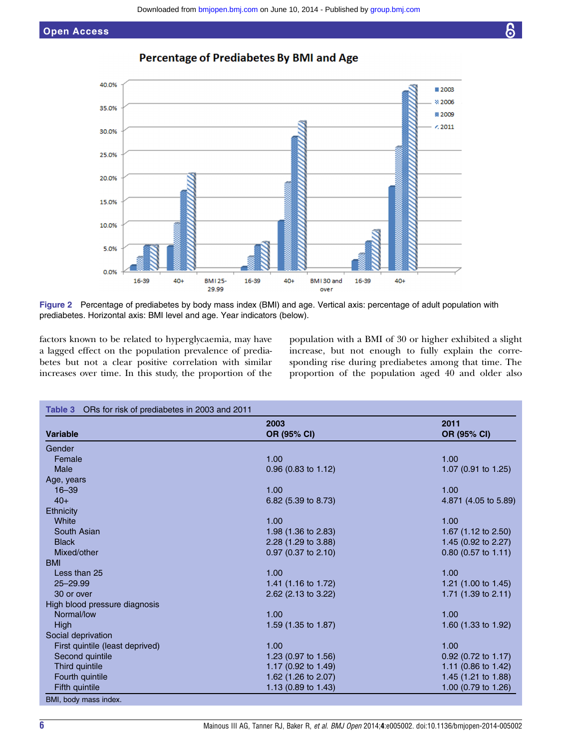Figure 2 Percentage of prediabetes by body mass index (BMI) and age. Vertical axis: percentage of adult population with prediabetes. Horizontal axis: BMI level and age. Year indicators (below).

factors known to be related to hyperglycaemia, may have a lagged effect on the population prevalence of prediabetes but not a clear positive correlation with similar increases over time. In this study, the proportion of the population with a BMI of 30 or higher exhibited a slight increase, but not enough to fully explain the corresponding rise during prediabetes among that time. The proportion of the population aged 40 and older also

Table 3 ORs for risk of prediabetes in 2003 and 2011

| Variable | 2003 OR (95% CI) | 2011 OR (95% CI) |
|---|---|---|
| Gender | | |
| Female | 1.00 | 1.00 |
| Male | 0.96 (0.83 to 1.12) | 1.07 (0.91 to 1.25) |
| Age, years | | |
| 16–39 | 1.00 | 1.00 |
| 40+ | 6.82 (5.39 to 8.73) | 4.871 (4.05 to 5.89) |
| Ethnicity | | |
| White | 1.00 | 1.00 |
| South Asian | 1.98 (1.36 to 2.83) | 1.67 (1.12 to 2.50) |
| Black | 2.28 (1.29 to 3.88) | 1.45 (0.92 to 2.27) |
| Mixed/other | 0.97 (0.37 to 2.10) | 0.80 (0.57 to 1.11) |
| BMI | | |
| Less than 25 | 1.00 | 1.00 |
| 25–29.99 | 1.41 (1.16 to 1.72) | 1.21 (1.00 to 1.45) |
| 30 or over | 2.62 (2.13 to 3.22) | 1.71 (1.39 to 2.11) |
| High blood pressure diagnosis | | |
| Normal/low | 1.00 | 1.00 |
| High | 1.59 (1.35 to 1.87) | 1.60 (1.33 to 1.92) |
| Social deprivation | | |
| First quintile (least deprived) | 1.00 | 1.00 |
| Second quintile | 1.23 (0.97 to 1.56) | 0.92 (0.72 to 1.17) |
| Third quintile | 1.17 (0.92 to 1.49) | 1.11 (0.86 to 1.42) |
| Fourth quintile | 1.62 (1.26 to 2.07) | 1.45 (1.21 to 1.88) |
| Fifth quintile | 1.13 (0.89 to 1.43) | 1.00 (0.79 to 1.26) |

BMI, body mass index.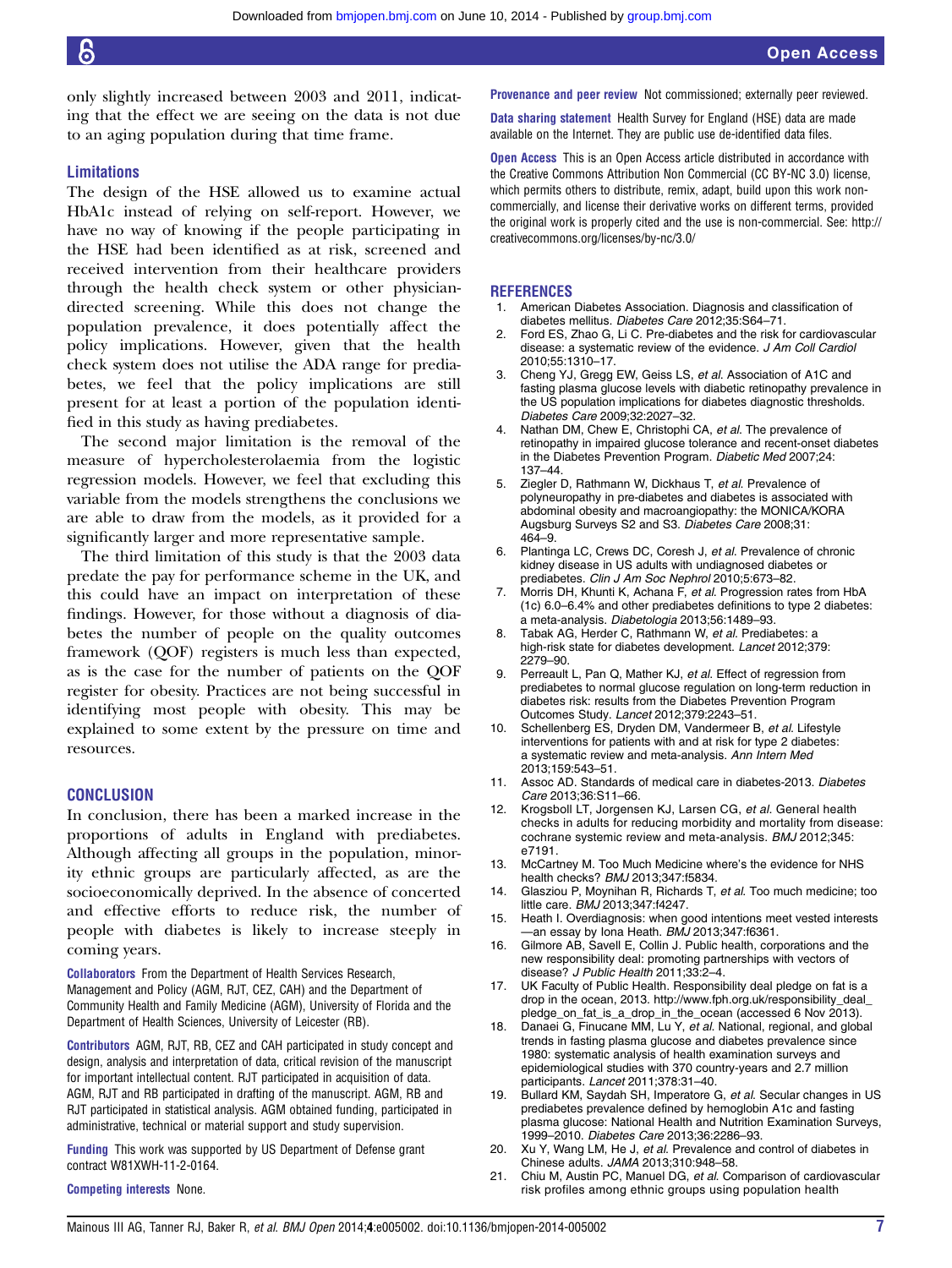only slightly increased between 2003 and 2011, indicating that the effect we are seeing on the data is not due to an aging population during that time frame.

### Limitations

The design of the HSE allowed us to examine actual HbA1c instead of relying on self-report. However, we have no way of knowing if the people participating in the HSE had been identified as at risk, screened and received intervention from their healthcare providers through the health check system or other physician-directed screening. While this does not change the population prevalence, it does potentially affect the policy implications. However, given that the health check system does not utilise the ADA range for prediabetes, we feel that the policy implications are still present for at least a portion of the population identified in this study as having prediabetes.

The second major limitation is the removal of the measure of hypercholesterolaemia from the logistic regression models. However, we feel that excluding this variable from the models strengthens the conclusions we are able to draw from the models, as it provided for a significantly larger and more representative sample.

The third limitation of this study is that the 2003 data predate the pay for performance scheme in the UK, and this could have an impact on interpretation of these findings. However, for those without a diagnosis of diabetes the number of people on the quality outcomes framework (QOF) registers is much less than expected, as is the case for the number of patients on the QOF register for obesity. Practices are not being successful in identifying most people with obesity. This may be explained to some extent by the pressure on time and resources.

## CONCLUSION

In conclusion, there has been a marked increase in the proportions of adults in England with prediabetes. Although affecting all groups in the population, minority ethnic groups are particularly affected, as are the socioeconomically deprived. In the absence of concerted and effective efforts to reduce risk, the number of people with diabetes is likely to increase steeply in coming years.

**Collaborators** From the Department of Health Services Research, Management and Policy (AGM, RJT, CEZ, CAH) and the Department of Community Health and Family Medicine (AGM), University of Florida and the Department of Health Sciences, University of Leicester (RB).

**Contributors** AGM, RJT, RB, CEZ and CAH participated in study concept and design, analysis and interpretation of data, critical revision of the manuscript for important intellectual content. RJT participated in acquisition of data. AGM, RJT and RB participated in drafting of the manuscript. AGM, RB and RJT participated in statistical analysis. AGM obtained funding, participated in administrative, technical or material support and study supervision.

**Funding** This work was supported by US Department of Defense grant contract W81XWH-11-2-0164.

**Competing interests** None.

**Provenance and peer review** Not commissioned; externally peer reviewed.

**Data sharing statement** Health Survey for England (HSE) data are made available on the Internet. They are public use de-identified data files.

**Open Access** This is an Open Access article distributed in accordance with the Creative Commons Attribution Non Commercial (CC BY-NC 3.0) license, which permits others to distribute, remix, adapt, build upon this work non-commercially, and license their derivative works on different terms, provided the original work is properly cited and the use is non-commercial. See: http://creativecommons.org/licenses/by-nc/3.0/

## REFERENCES

1. American Diabetes Association. Diagnosis and classification of diabetes mellitus. *Diabetes Care* 2012;35:S64–71.
2. Ford ES, Zhao G, Li C. Pre-diabetes and the risk for cardiovascular disease: a systematic review of the evidence. *J Am Coll Cardiol* 2010;55:1310–17.
3. Cheng YJ, Gregg EW, Geiss LS, *et al*. Association of A1C and fasting plasma glucose levels with diabetic retinopathy prevalence in the US population implications for diabetes diagnostic thresholds. *Diabetes Care* 2009;32:2027–32.
4. Nathan DM, Chew E, Christophi CA, *et al*. The prevalence of retinopathy in impaired glucose tolerance and recent-onset diabetes in the Diabetes Prevention Program. *Diabetic Med* 2007;24:137–44.
5. Ziegler D, Rathmann W, Dickhaus T, *et al*. Prevalence of polyneuropathy in pre-diabetes and diabetes is associated with abdominal obesity and macroangiopathy: the MONICA/KORA Augsburg Surveys S2 and S3. *Diabetes Care* 2008;31:464–9.
6. Plantinga LC, Crews DC, Coresh J, *et al*. Prevalence of chronic kidney disease in US adults with undiagnosed diabetes or prediabetes. *Clin J Am Soc Nephrol* 2010;5:673–82.
7. Morris DH, Khunti K, Achana F, *et al*. Progression rates from HbA (1c) 6.0–6.4% and other prediabetes definitions to type 2 diabetes: a meta-analysis. *Diabetologia* 2013;56:1489–93.
8. Tabak AG, Herder C, Rathmann W, *et al*. Prediabetes: a high-risk state for diabetes development. *Lancet* 2012;379:2279–90.
9. Perreault L, Pan Q, Mather KJ, *et al*. Effect of regression from prediabetes to normal glucose regulation on long-term reduction in diabetes risk: results from the Diabetes Prevention Program Outcomes Study. *Lancet* 2012;379:2243–51.
10. Schellenberg ES, Dryden DM, Vandermeer B, *et al*. Lifestyle interventions for patients with and at risk for type 2 diabetes: a systematic review and meta-analysis. *Ann Intern Med* 2013;159:543–51.
11. Assoc AD. Standards of medical care in diabetes-2013. *Diabetes Care* 2013;36:S11–66.
12. Krogsboll LT, Jorgensen KJ, Larsen CG, *et al*. General health checks in adults for reducing morbidity and mortality from disease: cochrane systemic review and meta-analysis. *BMJ* 2012;345:e7191.
13. McCartney M. Too Much Medicine where's the evidence for NHS health checks? *BMJ* 2013;347:f5834.
14. Glasziou P, Moynihan R, Richards T, *et al*. Too much medicine; too little care. *BMJ* 2013;347:f4247.
15. Heath I. Overdiagnosis: when good intentions meet vested interests—an essay by Iona Heath. *BMJ* 2013;347:f6361.
16. Gilmore AB, Savell E, Collin J. Public health, corporations and the new responsibility deal: promoting partnerships with vectors of disease? *J Public Health* 2011;33:2–4.
17. UK Faculty of Public Health. Responsibility deal pledge on fat is a drop in the ocean, 2013. http://www.fph.org.uk/responsibility_deal_pledge_on_fat_is_a_drop_in_the_ocean (accessed 6 Nov 2013).
18. Danaei G, Finucane MM, Lu Y, *et al*. National, regional, and global trends in fasting plasma glucose and diabetes prevalence since 1980: systematic analysis of health examination surveys and epidemiological studies with 370 country-years and 2.7 million participants. *Lancet* 2011;378:31–40.
19. Bullard KM, Saydah SH, Imperatore G, *et al*. Secular changes in US prediabetes prevalence defined by hemoglobin A1c and fasting plasma glucose: National Health and Nutrition Examination Surveys, 1999–2010. *Diabetes Care* 2013;36:2286–93.
20. Xu Y, Wang LM, He J, *et al*. Prevalence and control of diabetes in Chinese adults. *JAMA* 2013;310:948–58.
21. Chiu M, Austin PC, Manuel DG, *et al*. Comparison of cardiovascular risk profiles among ethnic groups using population health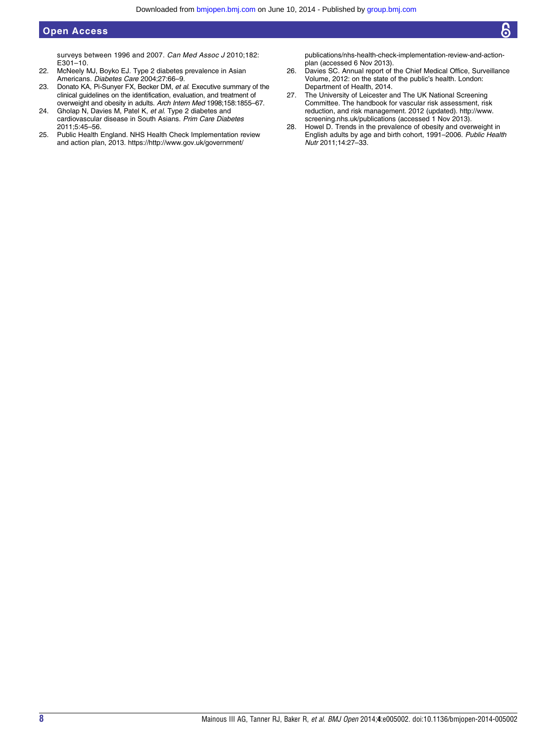surveys between 1996 and 2007. *Can Med Assoc J* 2010;182:E301–10.

22. McNeely MJ, Boyko EJ. Type 2 diabetes prevalence in Asian Americans. *Diabetes Care* 2004;27:66–9.
23. Donato KA, Pi-Sunyer FX, Becker DM, *et al*. Executive summary of the clinical guidelines on the identification, evaluation, and treatment of overweight and obesity in adults. *Arch Intern Med* 1998;158:1855–67.
24. Gholap N, Davies M, Patel K, *et al*. Type 2 diabetes and cardiovascular disease in South Asians. *Prim Care Diabetes* 2011;5:45–56.
25. Public Health England. NHS Health Check Implementation review and action plan, 2013. https://http://www.gov.uk/government/publications/nhs-health-check-implementation-review-and-action-plan (accessed 6 Nov 2013).
26. Davies SC. Annual report of the Chief Medical Office, Surveillance Volume, 2012: on the state of the public's health. London: Department of Health, 2014.
27. The University of Leicester and The UK National Screening Committee. The handbook for vascular risk assessment, risk reduction, and risk management. 2012 (updated). http://www.screening.nhs.uk/publications (accessed 1 Nov 2013).
28. Howel D. Trends in the prevalence of obesity and overweight in English adults by age and birth cohort, 1991–2006. *Public Health Nutr* 2011;14:27–33.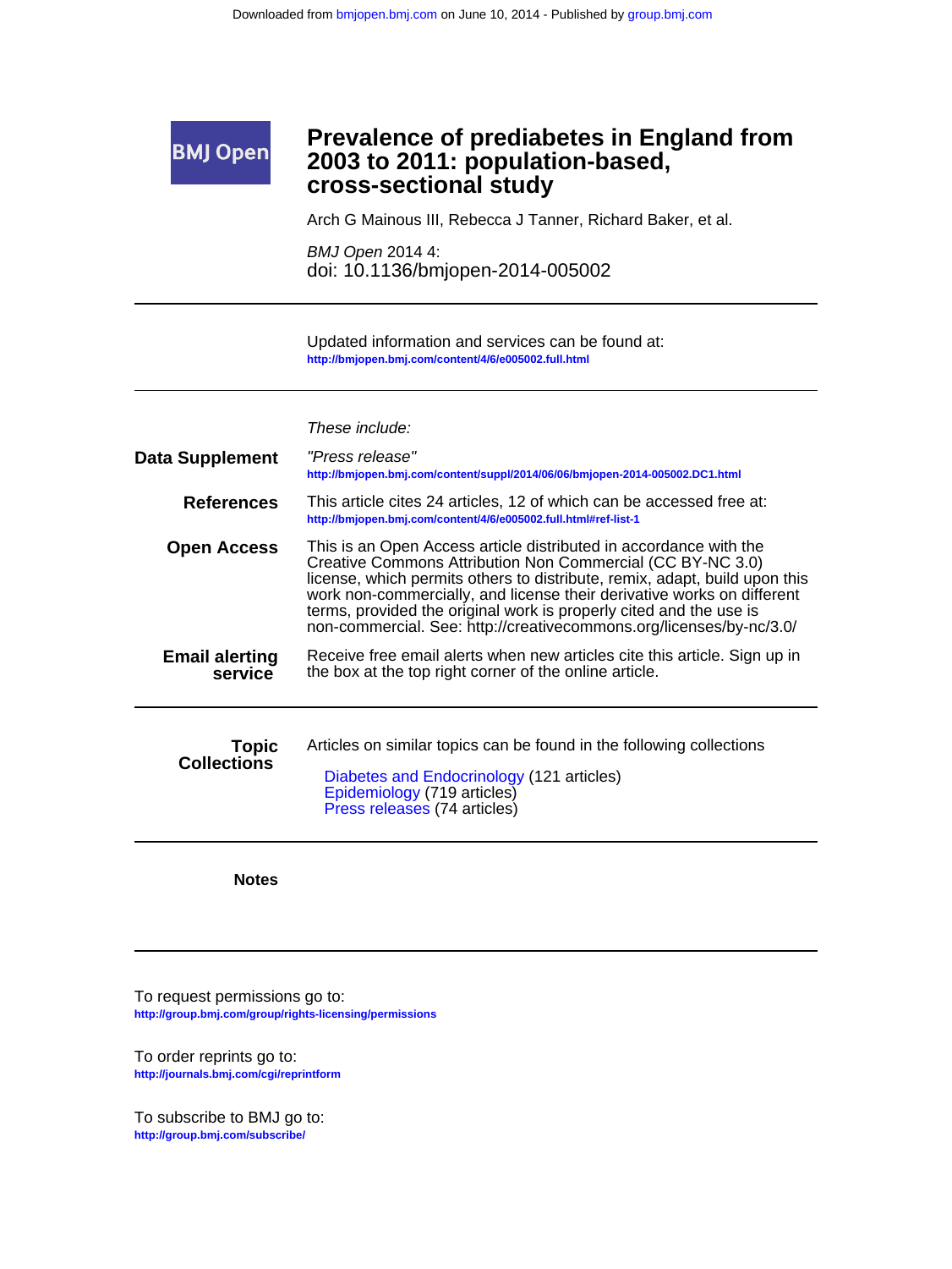Downloaded from bmjopen.bmj.com on June 10, 2014 - Published by group.bmj.com

BMJ Open

# Prevalence of prediabetes in England from 2003 to 2011: population-based, cross-sectional study

Arch G Mainous III, Rebecca J Tanner, Richard Baker, et al.

*BMJ Open* 2014 4:
doi: 10.1136/bmjopen-2014-005002

Updated information and services can be found at:
http://bmjopen.bmj.com/content/4/6/e005002.full.html

*These include:*

**Data Supplement**

*"Press release"*
http://bmjopen.bmj.com/content/suppl/2014/06/06/bmjopen-2014-005002.DC1.html

**References**

This article cites 24 articles, 12 of which can be accessed free at:
http://bmjopen.bmj.com/content/4/6/e005002.full.html#ref-list-1

**Open Access**

This is an Open Access article distributed in accordance with the Creative Commons Attribution Non Commercial (CC BY-NC 3.0) license, which permits others to distribute, remix, adapt, build upon this work non-commercially, and license their derivative works on different terms, provided the original work is properly cited and the use is non-commercial. See: http://creativecommons.org/licenses/by-nc/3.0/

**Email alerting service**

Receive free email alerts when new articles cite this article. Sign up in the box at the top right corner of the online article.

**Topic Collections**

Articles on similar topics can be found in the following collections

- Diabetes and Endocrinology (121 articles)
- Epidemiology (719 articles)
- Press releases (74 articles)

**Notes**

To request permissions go to:
http://group.bmj.com/group/rights-licensing/permissions

To order reprints go to:
http://journals.bmj.com/cgi/reprintform

To subscribe to BMJ go to:
http://group.bmj.com/subscribe/